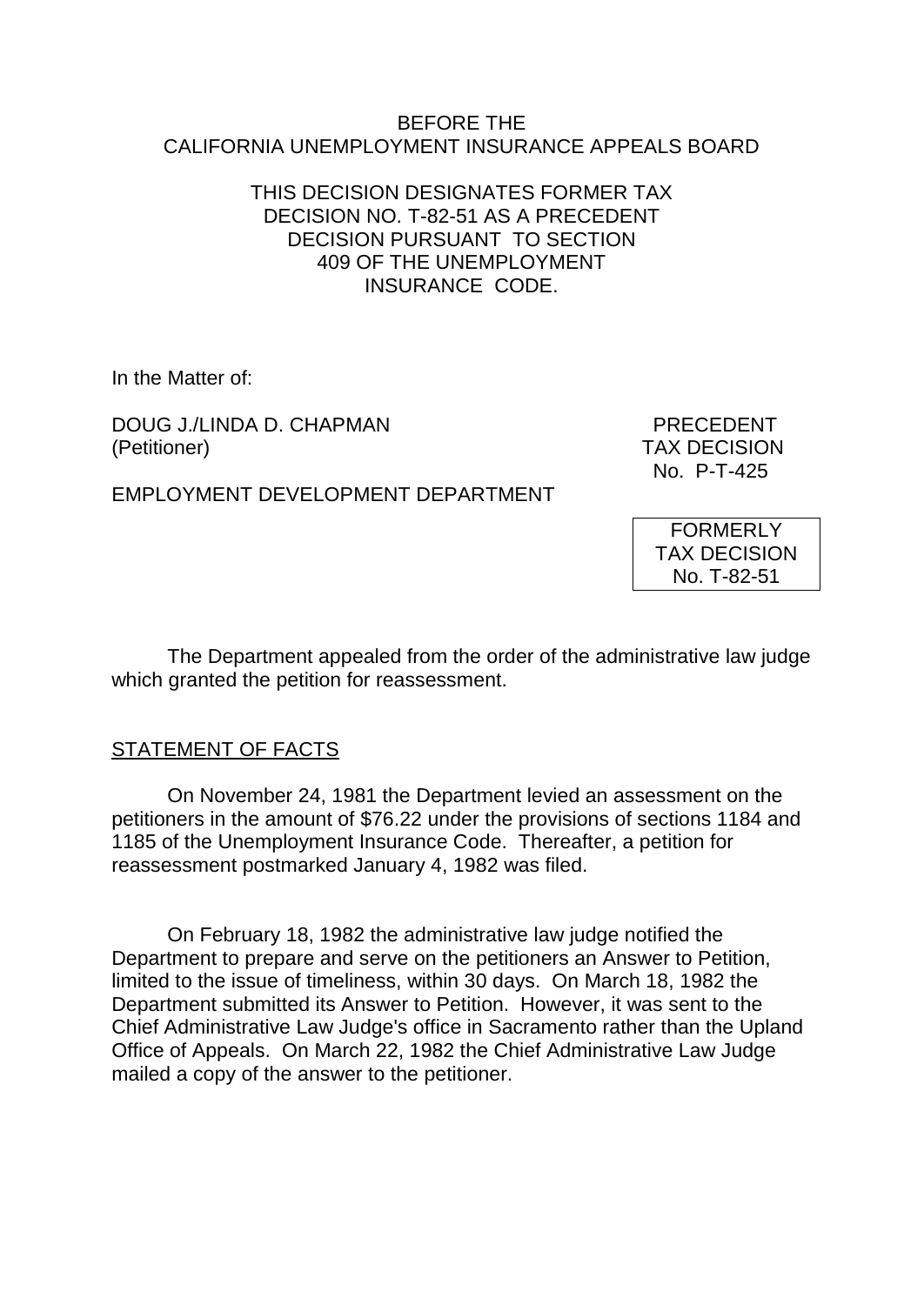BEFORE THE
CALIFORNIA UNEMPLOYMENT INSURANCE APPEALS BOARD

THIS DECISION DESIGNATES FORMER TAX DECISION NO. T-82-51 AS A PRECEDENT DECISION PURSUANT TO SECTION 409 OF THE UNEMPLOYMENT INSURANCE CODE.

In the Matter of:

DOUG J./LINDA D. CHAPMAN
(Petitioner)

PRECEDENT
TAX DECISION
No. P-T-425

EMPLOYMENT DEVELOPMENT DEPARTMENT

FORMERLY
TAX DECISION
No. T-82-51

The Department appealed from the order of the administrative law judge which granted the petition for reassessment.

STATEMENT OF FACTS

On November 24, 1981 the Department levied an assessment on the petitioners in the amount of $76.22 under the provisions of sections 1184 and 1185 of the Unemployment Insurance Code. Thereafter, a petition for reassessment postmarked January 4, 1982 was filed.

On February 18, 1982 the administrative law judge notified the Department to prepare and serve on the petitioners an Answer to Petition, limited to the issue of timeliness, within 30 days. On March 18, 1982 the Department submitted its Answer to Petition. However, it was sent to the Chief Administrative Law Judge's office in Sacramento rather than the Upland Office of Appeals. On March 22, 1982 the Chief Administrative Law Judge mailed a copy of the answer to the petitioner.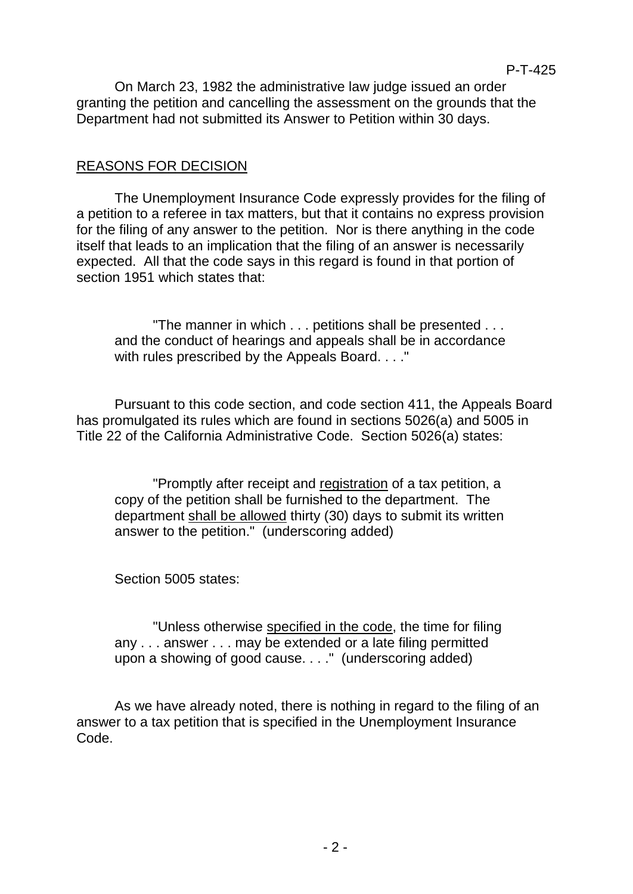On March 23, 1982 the administrative law judge issued an order granting the petition and cancelling the assessment on the grounds that the Department had not submitted its Answer to Petition within 30 days.

## REASONS FOR DECISION

The Unemployment Insurance Code expressly provides for the filing of a petition to a referee in tax matters, but that it contains no express provision for the filing of any answer to the petition. Nor is there anything in the code itself that leads to an implication that the filing of an answer is necessarily expected. All that the code says in this regard is found in that portion of section 1951 which states that:

> "The manner in which . . . petitions shall be presented . . . and the conduct of hearings and appeals shall be in accordance with rules prescribed by the Appeals Board. . . ."

Pursuant to this code section, and code section 411, the Appeals Board has promulgated its rules which are found in sections 5026(a) and 5005 in Title 22 of the California Administrative Code. Section 5026(a) states:

> "Promptly after receipt and <u>registration</u> of a tax petition, a copy of the petition shall be furnished to the department. The department <u>shall be allowed</u> thirty (30) days to submit its written answer to the petition." (underscoring added)

Section 5005 states:

> "Unless otherwise <u>specified in the code</u>, the time for filing any . . . answer . . . may be extended or a late filing permitted upon a showing of good cause. . . ." (underscoring added)

As we have already noted, there is nothing in regard to the filing of an answer to a tax petition that is specified in the Unemployment Insurance Code.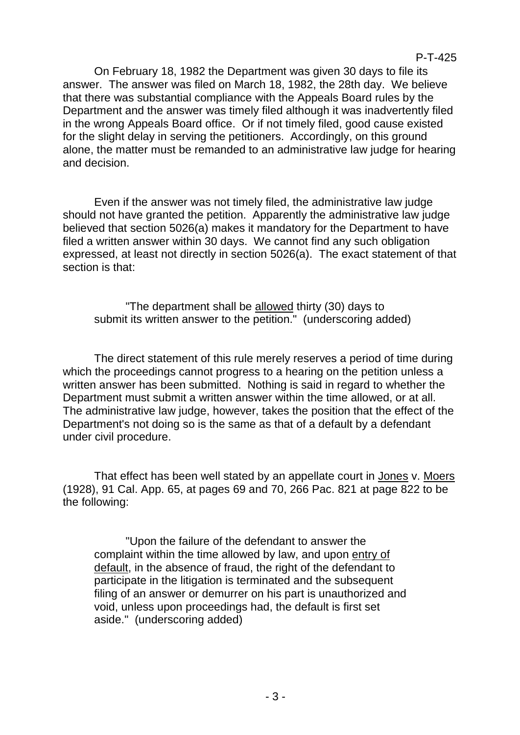On February 18, 1982 the Department was given 30 days to file its answer. The answer was filed on March 18, 1982, the 28th day. We believe that there was substantial compliance with the Appeals Board rules by the Department and the answer was timely filed although it was inadvertently filed in the wrong Appeals Board office. Or if not timely filed, good cause existed for the slight delay in serving the petitioners. Accordingly, on this ground alone, the matter must be remanded to an administrative law judge for hearing and decision.

Even if the answer was not timely filed, the administrative law judge should not have granted the petition. Apparently the administrative law judge believed that section 5026(a) makes it mandatory for the Department to have filed a written answer within 30 days. We cannot find any such obligation expressed, at least not directly in section 5026(a). The exact statement of that section is that:

> "The department shall be <u>allowed</u> thirty (30) days to submit its written answer to the petition." (underscoring added)

The direct statement of this rule merely reserves a period of time during which the proceedings cannot progress to a hearing on the petition unless a written answer has been submitted. Nothing is said in regard to whether the Department must submit a written answer within the time allowed, or at all. The administrative law judge, however, takes the position that the effect of the Department's not doing so is the same as that of a default by a defendant under civil procedure.

That effect has been well stated by an appellate court in <u>Jones</u> v. <u>Moers</u> (1928), 91 Cal. App. 65, at pages 69 and 70, 266 Pac. 821 at page 822 to be the following:

> "Upon the failure of the defendant to answer the complaint within the time allowed by law, and upon <u>entry of default</u>, in the absence of fraud, the right of the defendant to participate in the litigation is terminated and the subsequent filing of an answer or demurrer on his part is unauthorized and void, unless upon proceedings had, the default is first set aside." (underscoring added)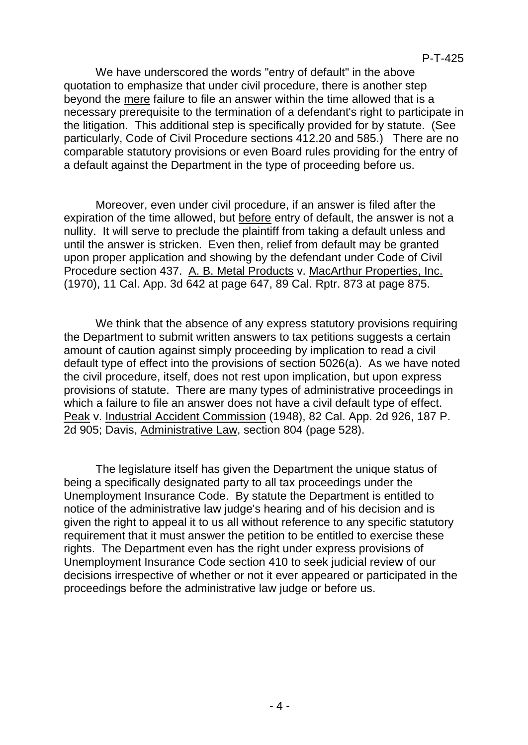We have underscored the words "entry of default" in the above quotation to emphasize that under civil procedure, there is another step beyond the <u>mere</u> failure to file an answer within the time allowed that is a necessary prerequisite to the termination of a defendant's right to participate in the litigation. This additional step is specifically provided for by statute. (See particularly, Code of Civil Procedure sections 412.20 and 585.) There are no comparable statutory provisions or even Board rules providing for the entry of a default against the Department in the type of proceeding before us.

Moreover, even under civil procedure, if an answer is filed after the expiration of the time allowed, but <u>before</u> entry of default, the answer is not a nullity. It will serve to preclude the plaintiff from taking a default unless and until the answer is stricken. Even then, relief from default may be granted upon proper application and showing by the defendant under Code of Civil Procedure section 437. <u>A. B. Metal Products</u> v. <u>MacArthur Properties, Inc.</u> (1970), 11 Cal. App. 3d 642 at page 647, 89 Cal. Rptr. 873 at page 875.

We think that the absence of any express statutory provisions requiring the Department to submit written answers to tax petitions suggests a certain amount of caution against simply proceeding by implication to read a civil default type of effect into the provisions of section 5026(a). As we have noted the civil procedure, itself, does not rest upon implication, but upon express provisions of statute. There are many types of administrative proceedings in which a failure to file an answer does not have a civil default type of effect. <u>Peak</u> v. <u>Industrial Accident Commission</u> (1948), 82 Cal. App. 2d 926, 187 P. 2d 905; Davis, <u>Administrative Law</u>, section 804 (page 528).

The legislature itself has given the Department the unique status of being a specifically designated party to all tax proceedings under the Unemployment Insurance Code. By statute the Department is entitled to notice of the administrative law judge's hearing and of his decision and is given the right to appeal it to us all without reference to any specific statutory requirement that it must answer the petition to be entitled to exercise these rights. The Department even has the right under express provisions of Unemployment Insurance Code section 410 to seek judicial review of our decisions irrespective of whether or not it ever appeared or participated in the proceedings before the administrative law judge or before us.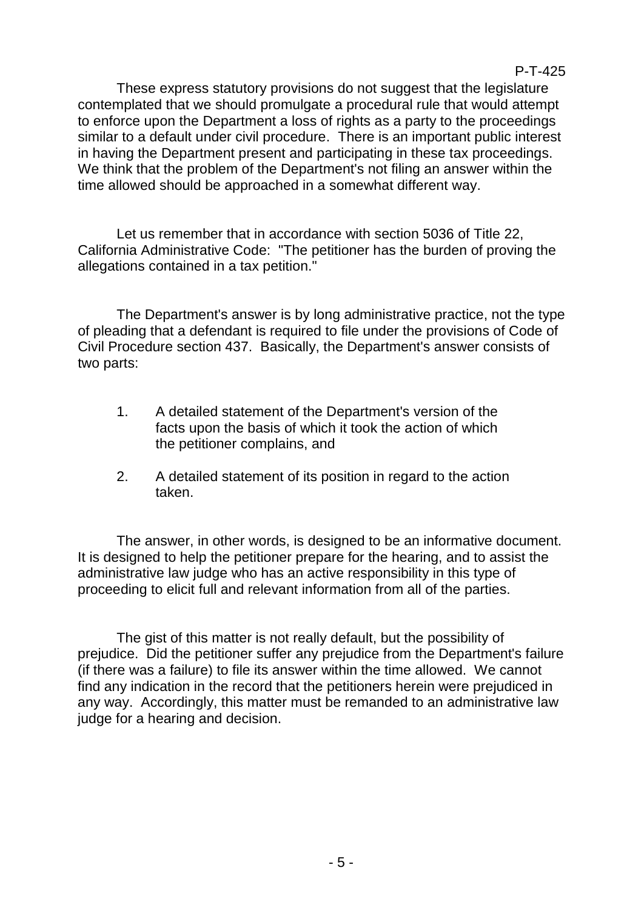These express statutory provisions do not suggest that the legislature contemplated that we should promulgate a procedural rule that would attempt to enforce upon the Department a loss of rights as a party to the proceedings similar to a default under civil procedure. There is an important public interest in having the Department present and participating in these tax proceedings. We think that the problem of the Department's not filing an answer within the time allowed should be approached in a somewhat different way.

Let us remember that in accordance with section 5036 of Title 22, California Administrative Code: "The petitioner has the burden of proving the allegations contained in a tax petition."

The Department's answer is by long administrative practice, not the type of pleading that a defendant is required to file under the provisions of Code of Civil Procedure section 437. Basically, the Department's answer consists of two parts:

1. A detailed statement of the Department's version of the facts upon the basis of which it took the action of which the petitioner complains, and

2. A detailed statement of its position in regard to the action taken.

The answer, in other words, is designed to be an informative document. It is designed to help the petitioner prepare for the hearing, and to assist the administrative law judge who has an active responsibility in this type of proceeding to elicit full and relevant information from all of the parties.

The gist of this matter is not really default, but the possibility of prejudice. Did the petitioner suffer any prejudice from the Department's failure (if there was a failure) to file its answer within the time allowed. We cannot find any indication in the record that the petitioners herein were prejudiced in any way. Accordingly, this matter must be remanded to an administrative law judge for a hearing and decision.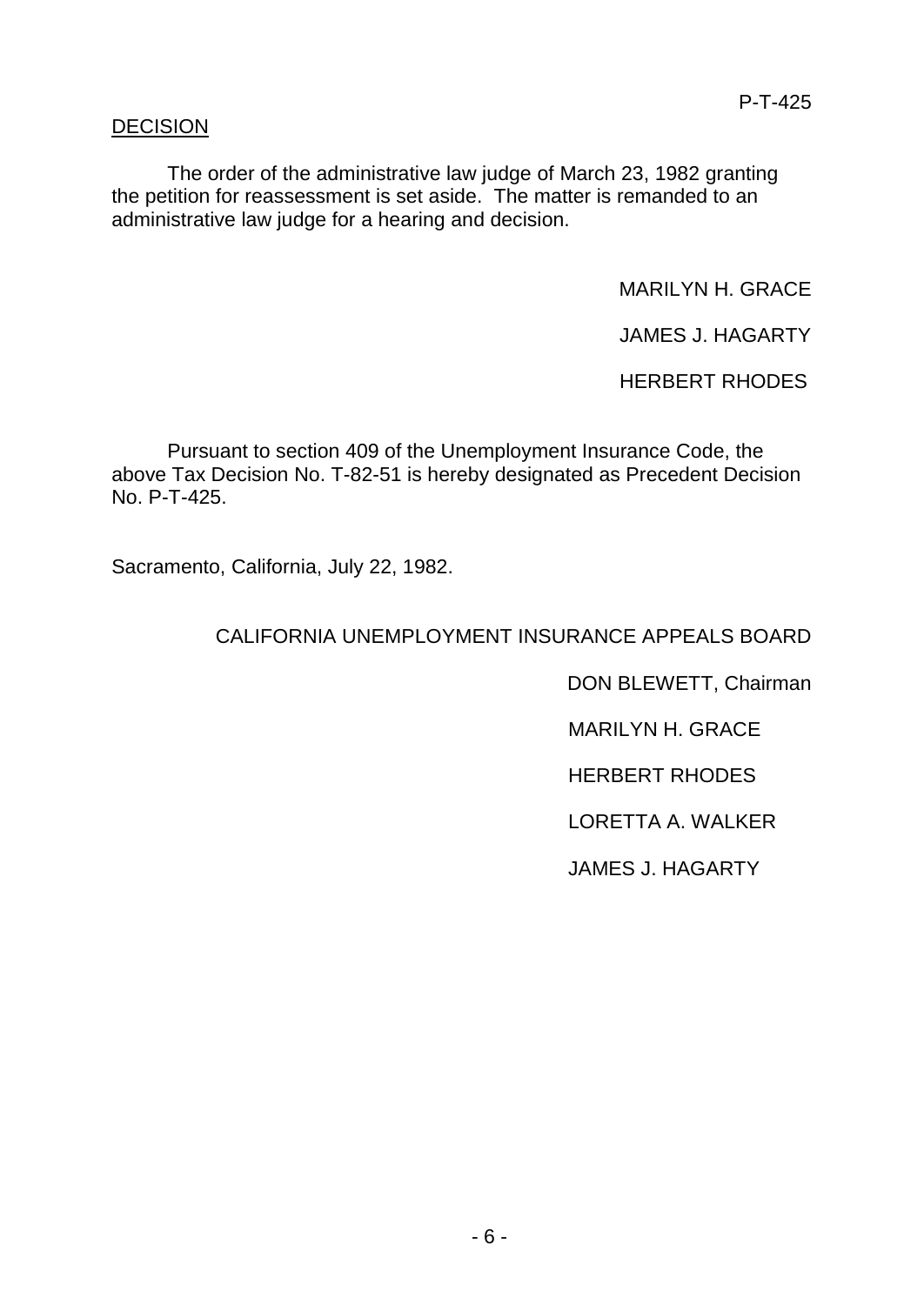## DECISION

The order of the administrative law judge of March 23, 1982 granting the petition for reassessment is set aside. The matter is remanded to an administrative law judge for a hearing and decision.

MARILYN H. GRACE

JAMES J. HAGARTY

HERBERT RHODES

Pursuant to section 409 of the Unemployment Insurance Code, the above Tax Decision No. T-82-51 is hereby designated as Precedent Decision No. P-T-425.

Sacramento, California, July 22, 1982.

CALIFORNIA UNEMPLOYMENT INSURANCE APPEALS BOARD

DON BLEWETT, Chairman

MARILYN H. GRACE

HERBERT RHODES

LORETTA A. WALKER

JAMES J. HAGARTY